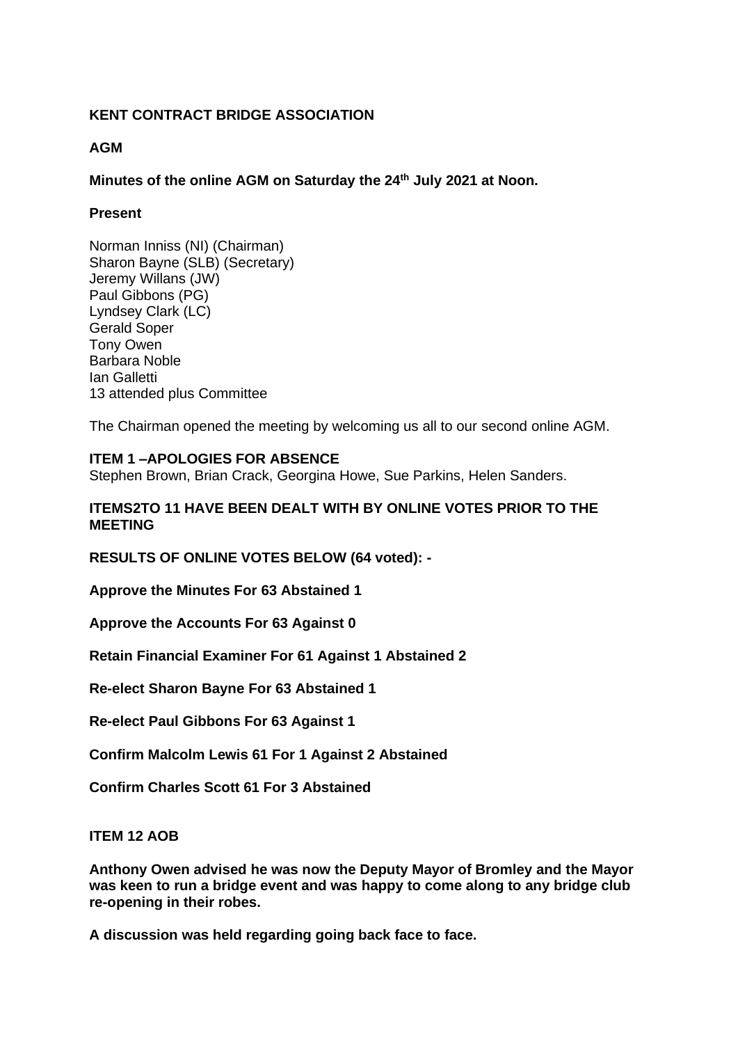**KENT CONTRACT BRIDGE ASSOCIATION**

**AGM**

**Minutes of the online AGM on Saturday the 24th July 2021 at Noon.**

**Present**

Norman Inniss (NI) (Chairman)
Sharon Bayne (SLB) (Secretary)
Jeremy Willans (JW)
Paul Gibbons (PG)
Lyndsey Clark (LC)
Gerald Soper
Tony Owen
Barbara Noble
Ian Galletti
13 attended plus Committee

The Chairman opened the meeting by welcoming us all to our second online AGM.

**ITEM 1 –APOLOGIES FOR ABSENCE**
Stephen Brown, Brian Crack, Georgina Howe, Sue Parkins, Helen Sanders.

**ITEMS2TO 11 HAVE BEEN DEALT WITH BY ONLINE VOTES PRIOR TO THE MEETING**

**RESULTS OF ONLINE VOTES BELOW (64 voted): -**

**Approve the Minutes For 63 Abstained 1**

**Approve the Accounts For 63 Against 0**

**Retain Financial Examiner For 61 Against 1 Abstained 2**

**Re-elect Sharon Bayne For 63 Abstained 1**

**Re-elect Paul Gibbons For 63 Against 1**

**Confirm Malcolm Lewis 61 For 1 Against 2 Abstained**

**Confirm Charles Scott 61 For 3 Abstained**

**ITEM 12 AOB**

**Anthony Owen advised he was now the Deputy Mayor of Bromley and the Mayor was keen to run a bridge event and was happy to come along to any bridge club re-opening in their robes.**

**A discussion was held regarding going back face to face.**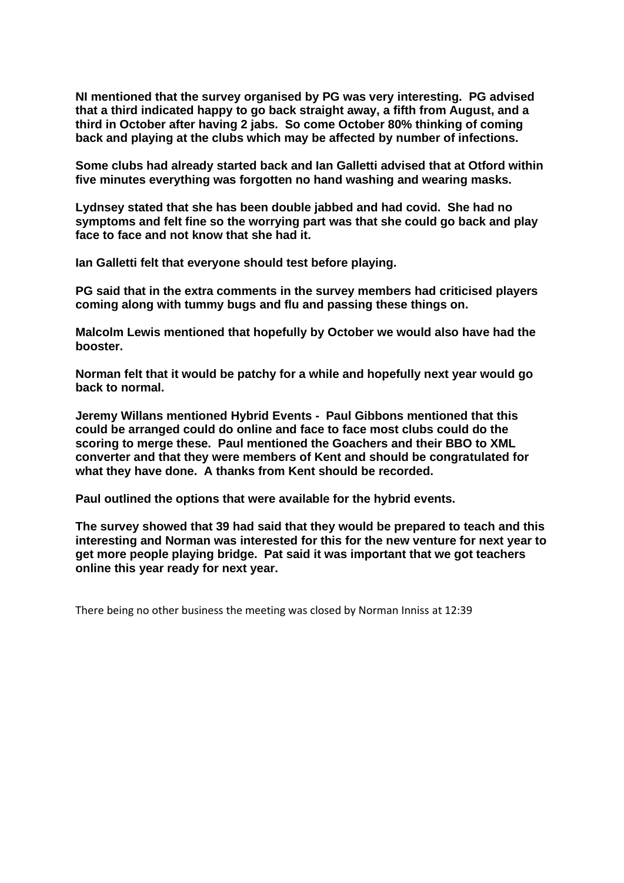**NI mentioned that the survey organised by PG was very interesting. PG advised that a third indicated happy to go back straight away, a fifth from August, and a third in October after having 2 jabs. So come October 80% thinking of coming back and playing at the clubs which may be affected by number of infections.**

**Some clubs had already started back and Ian Galletti advised that at Otford within five minutes everything was forgotten no hand washing and wearing masks.**

**Lydnsey stated that she has been double jabbed and had covid. She had no symptoms and felt fine so the worrying part was that she could go back and play face to face and not know that she had it.**

**Ian Galletti felt that everyone should test before playing.**

**PG said that in the extra comments in the survey members had criticised players coming along with tummy bugs and flu and passing these things on.**

**Malcolm Lewis mentioned that hopefully by October we would also have had the booster.**

**Norman felt that it would be patchy for a while and hopefully next year would go back to normal.**

**Jeremy Willans mentioned Hybrid Events - Paul Gibbons mentioned that this could be arranged could do online and face to face most clubs could do the scoring to merge these. Paul mentioned the Goachers and their BBO to XML converter and that they were members of Kent and should be congratulated for what they have done. A thanks from Kent should be recorded.**

**Paul outlined the options that were available for the hybrid events.**

**The survey showed that 39 had said that they would be prepared to teach and this interesting and Norman was interested for this for the new venture for next year to get more people playing bridge. Pat said it was important that we got teachers online this year ready for next year.**

There being no other business the meeting was closed by Norman Inniss at 12:39